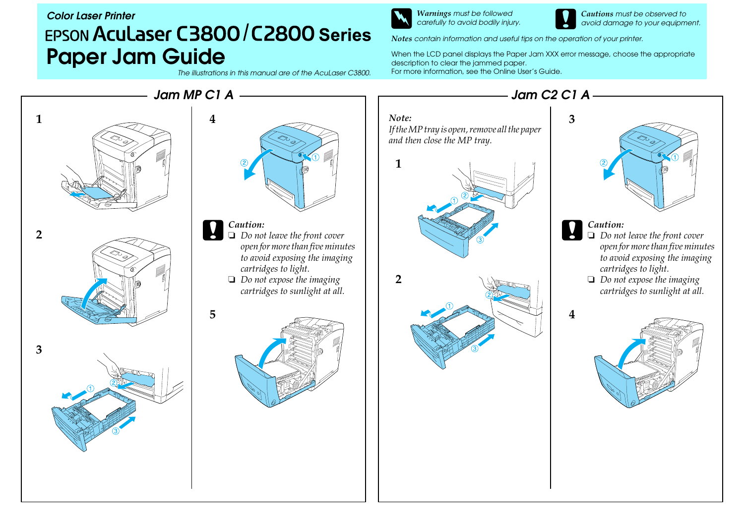Color Laser Printer

# EPSON AcuLaser C3800/C2800 Series
# Paper Jam Guide

*The illustrations in this manual are of the AcuLaser C3800.*

***Warnings** must be followed carefully to avoid bodily injury.*

***Cautions** must be observed to avoid damage to your equipment.*

***Notes** contain information and useful tips on the operation of your printer.*

When the LCD panel displays the Paper Jam XXX error message, choose the appropriate description to clear the jammed paper.
For more information, see the Online User's Guide.

## Jam MP C1 A

1

2

3

4

*Caution:*
- *Do not leave the front cover open for more than five minutes to avoid exposing the imaging cartridges to light.*
- *Do not expose the imaging cartridges to sunlight at all.*

5

## Jam C2 C1 A

*Note:*
*If the MP tray is open, remove all the paper and then close the MP tray.*

1

2

3

*Caution:*
- *Do not leave the front cover open for more than five minutes to avoid exposing the imaging cartridges to light.*
- *Do not expose the imaging cartridges to sunlight at all.*

4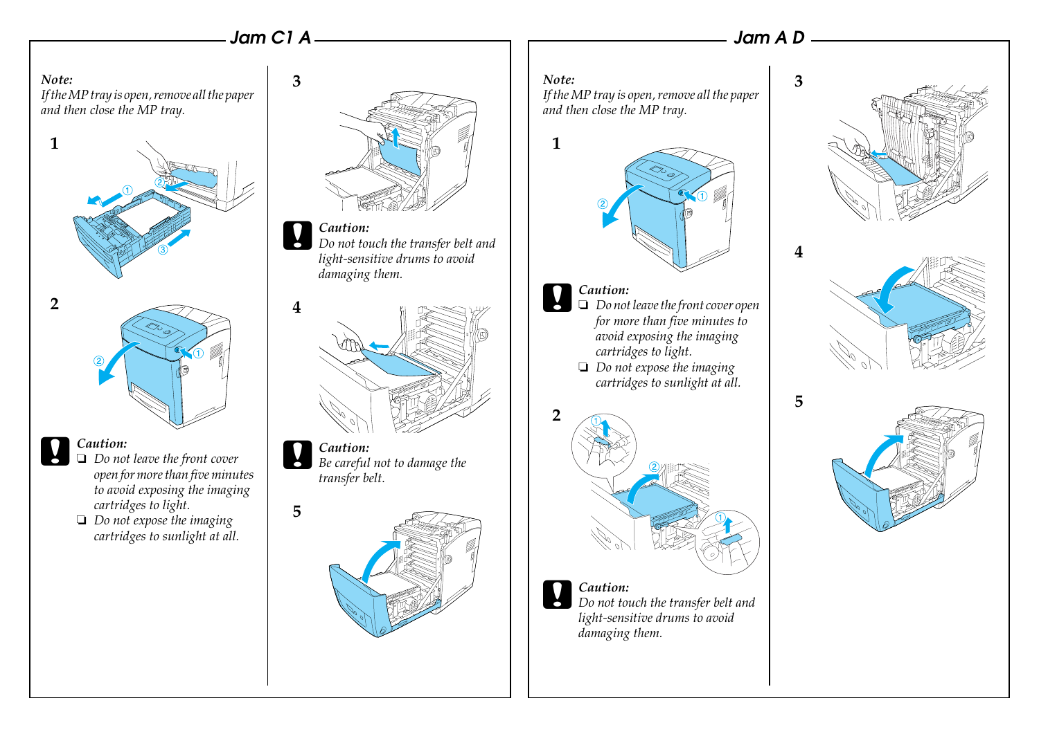## Jam C1 A

*Note:*
*If the MP tray is open, remove all the paper and then close the MP tray.*

**1**

**2**

*Caution:*

- *Do not leave the front cover open for more than five minutes to avoid exposing the imaging cartridges to light.*
- *Do not expose the imaging cartridges to sunlight at all.*

**3**

*Caution:*
*Do not touch the transfer belt and light-sensitive drums to avoid damaging them.*

**4**

*Caution:*
*Be careful not to damage the transfer belt.*

**5**

## Jam A D

*Note:*
*If the MP tray is open, remove all the paper and then close the MP tray.*

**1**

*Caution:*

- *Do not leave the front cover open for more than five minutes to avoid exposing the imaging cartridges to light.*
- *Do not expose the imaging cartridges to sunlight at all.*

**2**

*Caution:*
*Do not touch the transfer belt and light-sensitive drums to avoid damaging them.*

**3**

**4**

**5**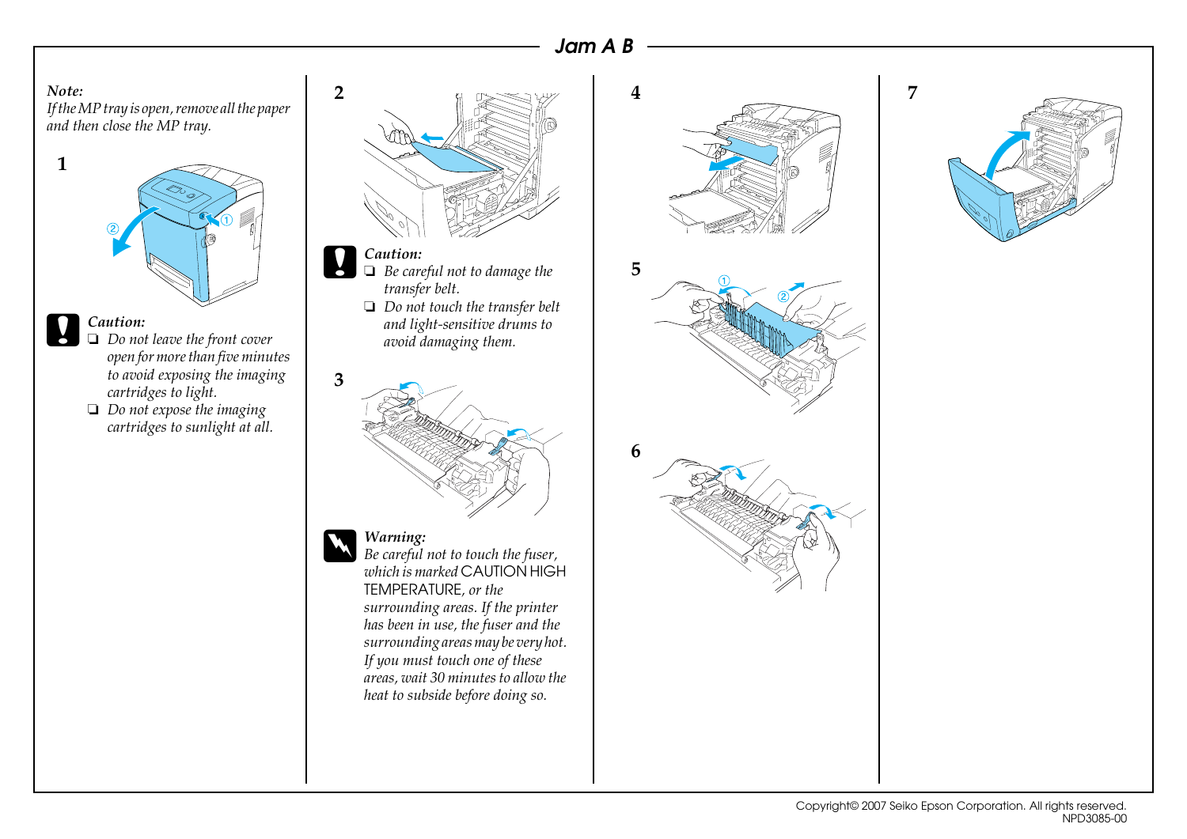# Jam A B

*Note:*
*If the MP tray is open, remove all the paper and then close the MP tray.*

**1**

*Caution:*
- *Do not leave the front cover open for more than five minutes to avoid exposing the imaging cartridges to light.*
- *Do not expose the imaging cartridges to sunlight at all.*

**2**

*Caution:*
- *Be careful not to damage the transfer belt.*
- *Do not touch the transfer belt and light-sensitive drums to avoid damaging them.*

**3**

*Warning:*
*Be careful not to touch the fuser, which is marked* CAUTION HIGH TEMPERATURE, *or the surrounding areas. If the printer has been in use, the fuser and the surrounding areas may be very hot. If you must touch one of these areas, wait 30 minutes to allow the heat to subside before doing so.*

**4**

**5**

**6**

**7**

Copyright© 2007 Seiko Epson Corporation. All rights reserved.
NPD3085-00